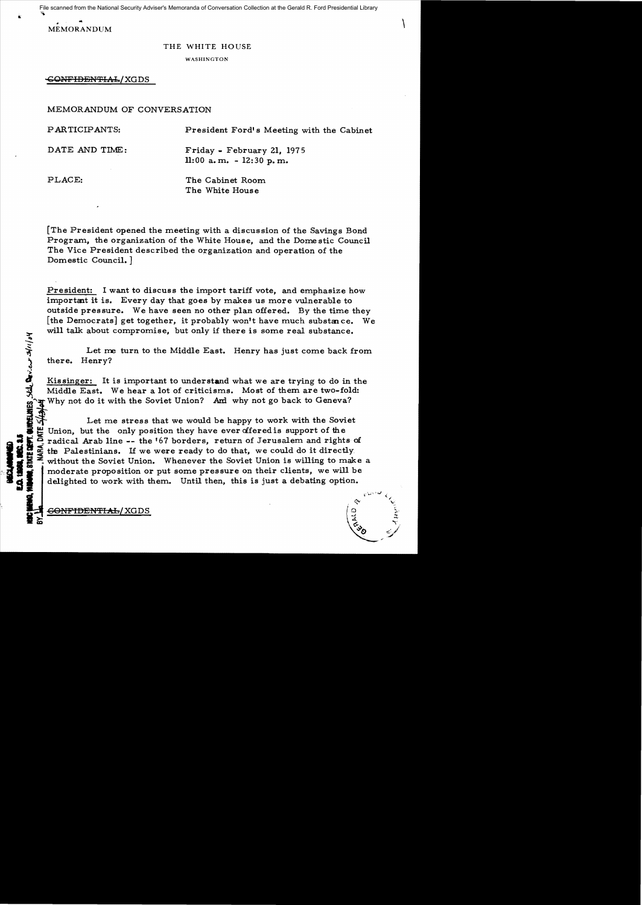MEMORANDUM

THE WHITE HOUSE

WASHINGTON

~~CONFIDENTIAL~~/XGDS

MEMORANDUM OF CONVERSATION

PARTICIPANTS: President Ford's Meeting with the Cabinet

DATE AND TIME: Friday - February 21, 1975
11:00 a.m. - 12:30 p.m.

PLACE: The Cabinet Room
The White House

[The President opened the meeting with a discussion of the Savings Bond Program, the organization of the White House, and the Domestic Council The Vice President described the organization and operation of the Domestic Council.]

President: I want to discuss the import tariff vote, and emphasize how important it is. Every day that goes by makes us more vulnerable to outside pressure. We have seen no other plan offered. By the time they [the Democrats] get together, it probably won't have much substance. We will talk about compromise, but only if there is some real substance.

Let me turn to the Middle East. Henry has just come back from there. Henry?

Kissinger: It is important to understand what we are trying to do in the Middle East. We hear a lot of criticisms. Most of them are two-fold: Why not do it with the Soviet Union? And why not go back to Geneva?

Let me stress that we would be happy to work with the Soviet Union, but the only position they have ever offered is support of the radical Arab line -- the '67 borders, return of Jerusalem and rights of the Palestinians. If we were ready to do that, we could do it directly without the Soviet Union. Whenever the Soviet Union is willing to make a moderate proposition or put some pressure on their clients, we will be delighted to work with them. Until then, this is just a debating option.

~~CONFIDENTIAL~~/XGDS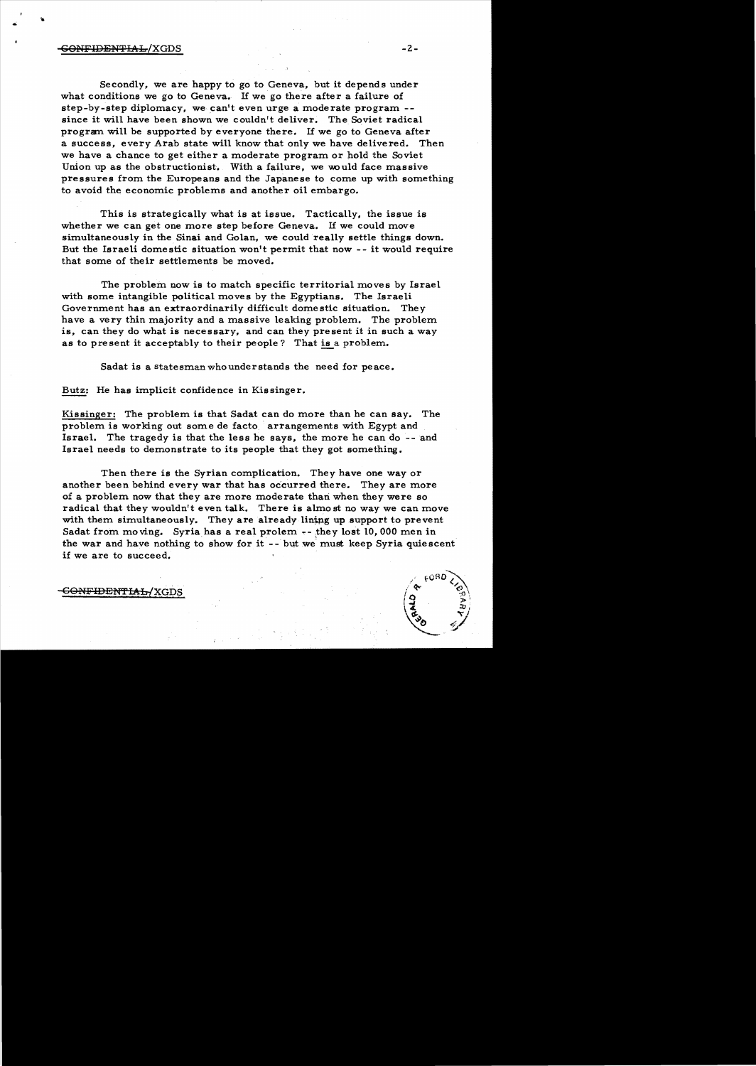Secondly, we are happy to go to Geneva, but it depends under what conditions we go to Geneva. If we go there after a failure of step-by-step diplomacy, we can't even urge a moderate program -- since it will have been shown we couldn't deliver. The Soviet radical program will be supported by everyone there. If we go to Geneva after a success, every Arab state will know that only we have delivered. Then we have a chance to get either a moderate program or hold the Soviet Union up as the obstructionist. With a failure, we would face massive pressures from the Europeans and the Japanese to come up with something to avoid the economic problems and another oil embargo.

This is strategically what is at issue. Tactically, the issue is whether we can get one more step before Geneva. If we could move simultaneously in the Sinai and Golan, we could really settle things down. But the Israeli domestic situation won't permit that now -- it would require that some of their settlements be moved.

The problem now is to match specific territorial moves by Israel with some intangible political moves by the Egyptians. The Israeli Government has an extraordinarily difficult domestic situation. They have a very thin majority and a massive leaking problem. The problem is, can they do what is necessary, and can they present it in such a way as to present it acceptably to their people? That is a problem.

Sadat is a statesman who understands the need for peace.

Butz: He has implicit confidence in Kissinger.

Kissinger: The problem is that Sadat can do more than he can say. The problem is working out some de facto arrangements with Egypt and Israel. The tragedy is that the less he says, the more he can do -- and Israel needs to demonstrate to its people that they got something.

Then there is the Syrian complication. They have one way or another been behind every war that has occurred there. They are more of a problem now that they are more moderate than when they were so radical that they wouldn't even talk. There is almost no way we can move with them simultaneously. They are already lining up support to prevent Sadat from moving. Syria has a real prolem -- they lost 10,000 men in the war and have nothing to show for it -- but we must keep Syria quiescent if we are to succeed.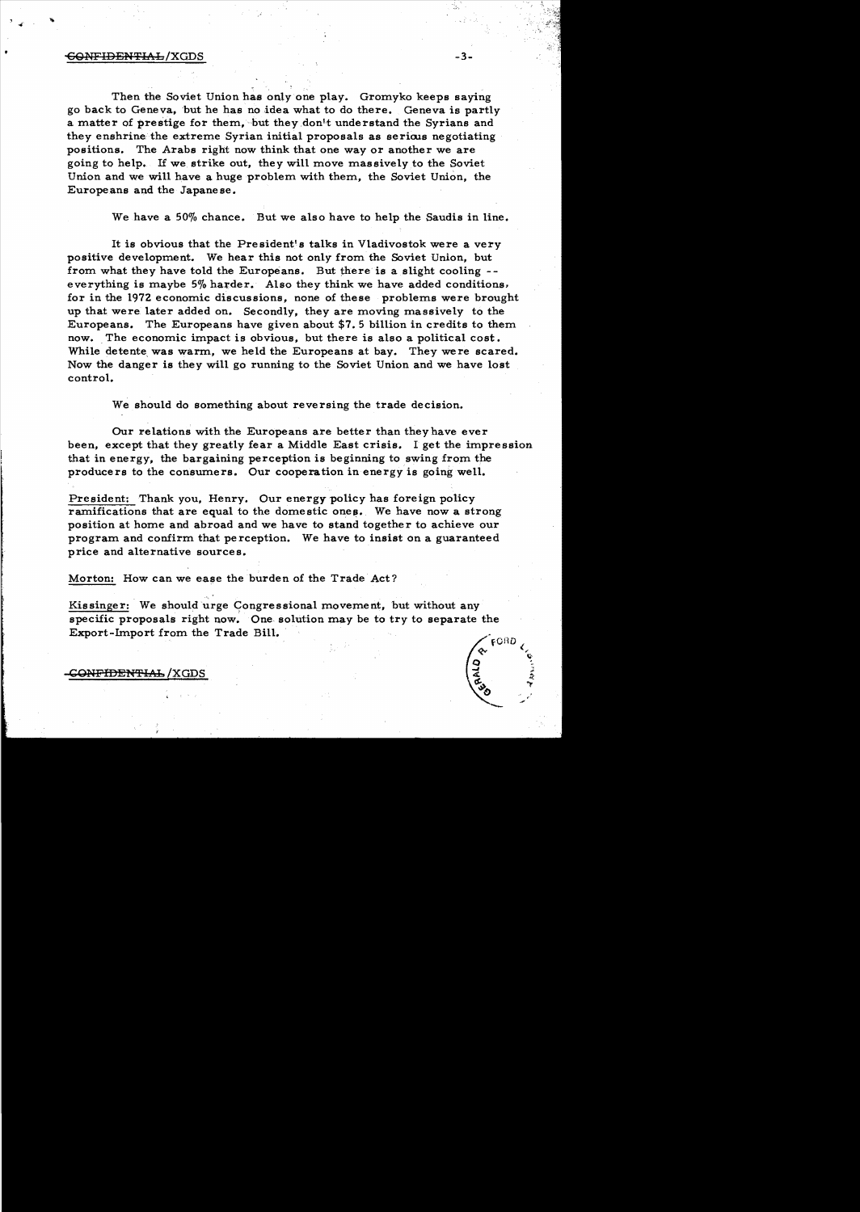Then the Soviet Union has only one play. Gromyko keeps saying go back to Geneva, but he has no idea what to do there. Geneva is partly a matter of prestige for them, but they don't understand the Syrians and they enshrine the extreme Syrian initial proposals as serious negotiating positions. The Arabs right now think that one way or another we are going to help. If we strike out, they will move massively to the Soviet Union and we will have a huge problem with them, the Soviet Union, the Europeans and the Japanese.

We have a 50% chance. But we also have to help the Saudis in line.

It is obvious that the President's talks in Vladivostok were a very positive development. We hear this not only from the Soviet Union, but from what they have told the Europeans. But there is a slight cooling -- everything is maybe 5% harder. Also they think we have added conditions, for in the 1972 economic discussions, none of these problems were brought up that were later added on. Secondly, they are moving massively to the Europeans. The Europeans have given about $7.5 billion in credits to them now. The economic impact is obvious, but there is also a political cost. While detente was warm, we held the Europeans at bay. They were scared. Now the danger is they will go running to the Soviet Union and we have lost control.

We should do something about reversing the trade decision.

Our relations with the Europeans are better than they have ever been, except that they greatly fear a Middle East crisis. I get the impression that in energy, the bargaining perception is beginning to swing from the producers to the consumers. Our cooperation in energy is going well.

President: Thank you, Henry. Our energy policy has foreign policy ramifications that are equal to the domestic ones. We have now a strong position at home and abroad and we have to stand together to achieve our program and confirm that perception. We have to insist on a guaranteed price and alternative sources.

Morton: How can we ease the burden of the Trade Act?

Kissinger: We should urge Congressional movement, but without any specific proposals right now. One solution may be to try to separate the Export-Import from the Trade Bill.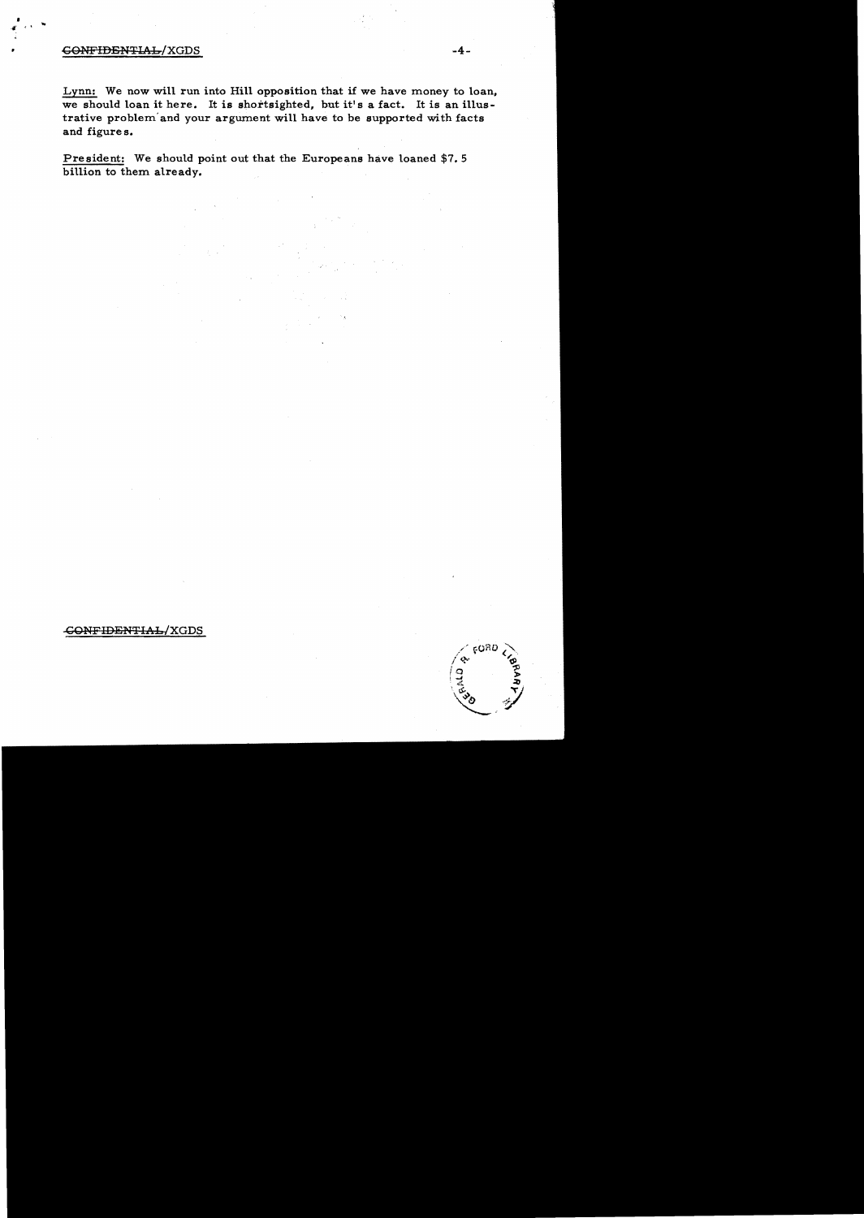Lynn: We now will run into Hill opposition that if we have money to loan, we should loan it here. It is shortsighted, but it's a fact. It is an illustrative problem and your argument will have to be supported with facts and figures.

President: We should point out that the Europeans have loaned $7.5 billion to them already.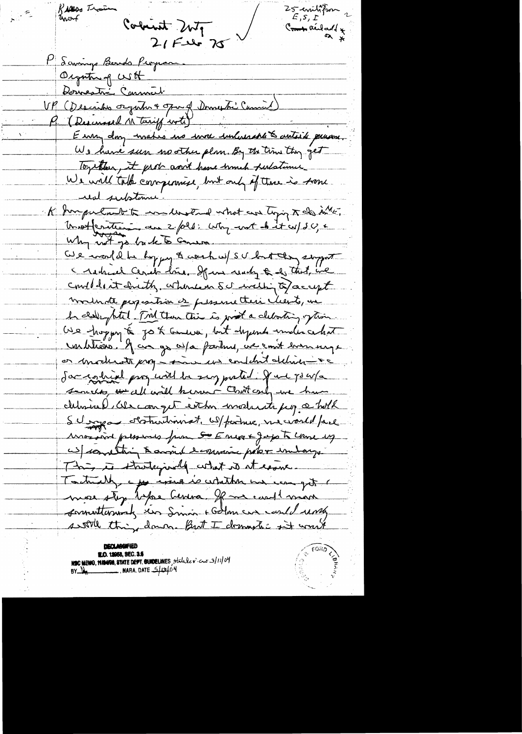Kissinger Train
Ingersoll

Cabinet Mtg
21 Feb 75

25 entitlement
E, S, I
Country detailed
or *

P Savings Bonds Program.
Organization of WH
Domestic Council

VP (Describes organization & opr of Domestic Council)

P (Discussed M tariff vote)
Every day makes us more vulnerable to outside pressure. We have seen no other plan. By the time they get together, it prob won't have much substance. We will talk compromise, but only if there is some real substance.

K Important to understand what we trying to do in ME. Most frequent are 2-fold: Why not do it w/SU, & Why not go back to Geneva.
We would be happy to work w/SU but they support a radical Arab line. If we ready to do that, we could do it directly. Whenever SU willing to accept moderate proposition or pressure their clients, we be delighted. Till then this is just a debating option. We happy to go to Geneva, but depends under what conditions. If we go w/a failure, we can't even urge a moderate prog — since we couldn't deliver — & SU radical prog will be supported. If we go w/a success, we all will know that only we have delivered. We can get either moderate prog or hold SU up as obstructionist. W/failure, we would face massive pressure from Europe & Japs to come up w/something to avoid economic problem & embargo. This is strategically what is at issue.
Tactically, the issue is whether we can get 1 more step before Geneva. If we can't move something, the Sinai & Golan we could wind something down. But I domestic sit won't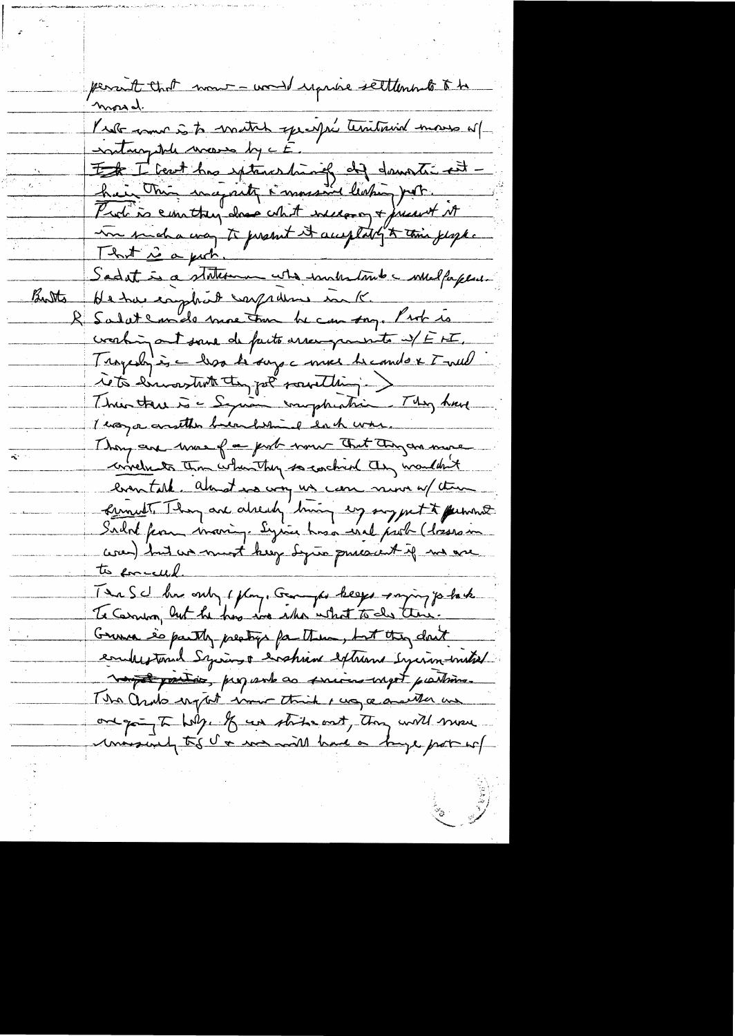permit that now – would require settlements to be moved.

Prob now is to match specific territorial moves w/ internal moves by each E.

~~E~~ I Israel has extraordinary def domestic sit – hair thin majority & massive leaking prob.

Prob is each they know what necessary & present it in such a way to present it acceptably to their people.

That is a prob.

Sadat is a statesman who understands c ~~world~~ people.

Butts: He has emphasized confidence in K.

K: Sadat can do more than he can say. Prob is working out some de facto arrangements w/ E + I.

Tragedy is c less he says c more he can do & I will ~~...~~ try to demonstrate they got something.

Then there is c Syrian complication. They have 1 way or another been behind each war.

They are more of a prob now that they are more irrelevant than when they so wanted they wouldn't even talk. almost no way we can move w/ them

Kuwait. They are already lining up support to prevent Sadat from moving. Syria has a real prob (losses in war) but we must keep Syria quiescent if we are to succeed.

I re S.C. have only 1 play. Gromyko keeps saying go back to Geneva, but he has no idea what to do there.

Geneva is partly prestige for them, but they don't understand Syrian & Arabian extreme Syrian-initiated ~~unrest positions~~ proposals as serious weight positions.

The Arabs might now think 1 way or another we are going to help. If we strike out, they will move massively to SU & we will have a huge prob w/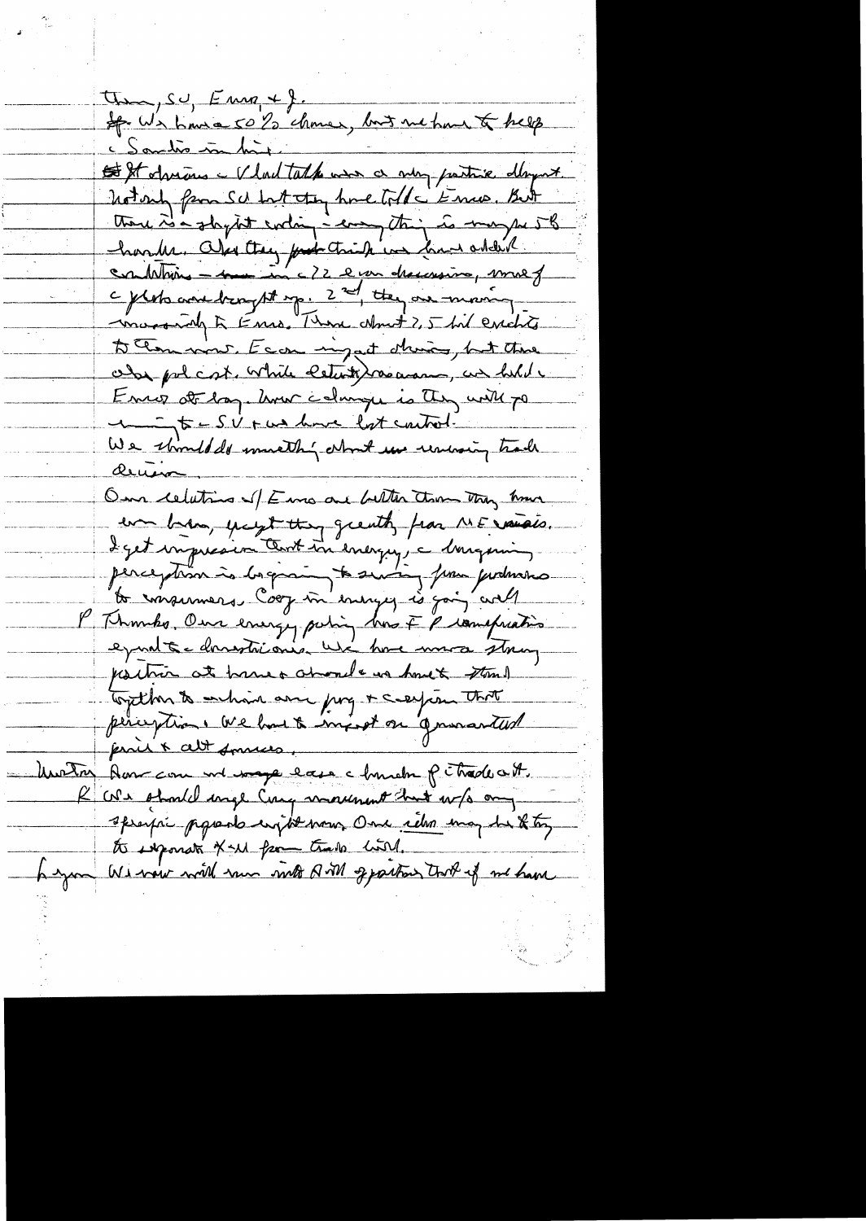them, SU, Euro, + J.

Sp. We have a 50% chance, but we have to help c Santos in his.

It obvious c Vlad talk was a very positive element. Not only from SU but they have told c Euros. But there is a slight cooling – everything is maybe 5B harder. Also they just think we have added conditions – in c 22 ... discussions, most of c points are brought up. 2nd, they are moving massively to Euros. There about 2.5 bil credits to them now. Econ impact obvious, but there also pol cost. While detente/rearm, we hold c Euros at bay. Now c danger is they will go ... to c SU + we have lost control.

We should do something about our remaining trade decision.

Our relations w/ Euros are better than they have ever been, except they greatly fear ME crisis. I get impression that in energy, c bargaining perception is beginning to swing from producers to consumers. Coop in energy is going well.

P Thanks. Our energy policy has F P complications equal to domestic ones. We have more strong position at home & abroad ... have to stand together to achieve our prog + ... that perception. We had to insist on guaranteed price & alt sources.

Wilson Now can we now ease c burden of c trade act.

K We should urge Cong movement but w/o any specific proposals right now. One idea may be to try to separate X-M from trade bill.

... We now will run into A-M opposition that if we have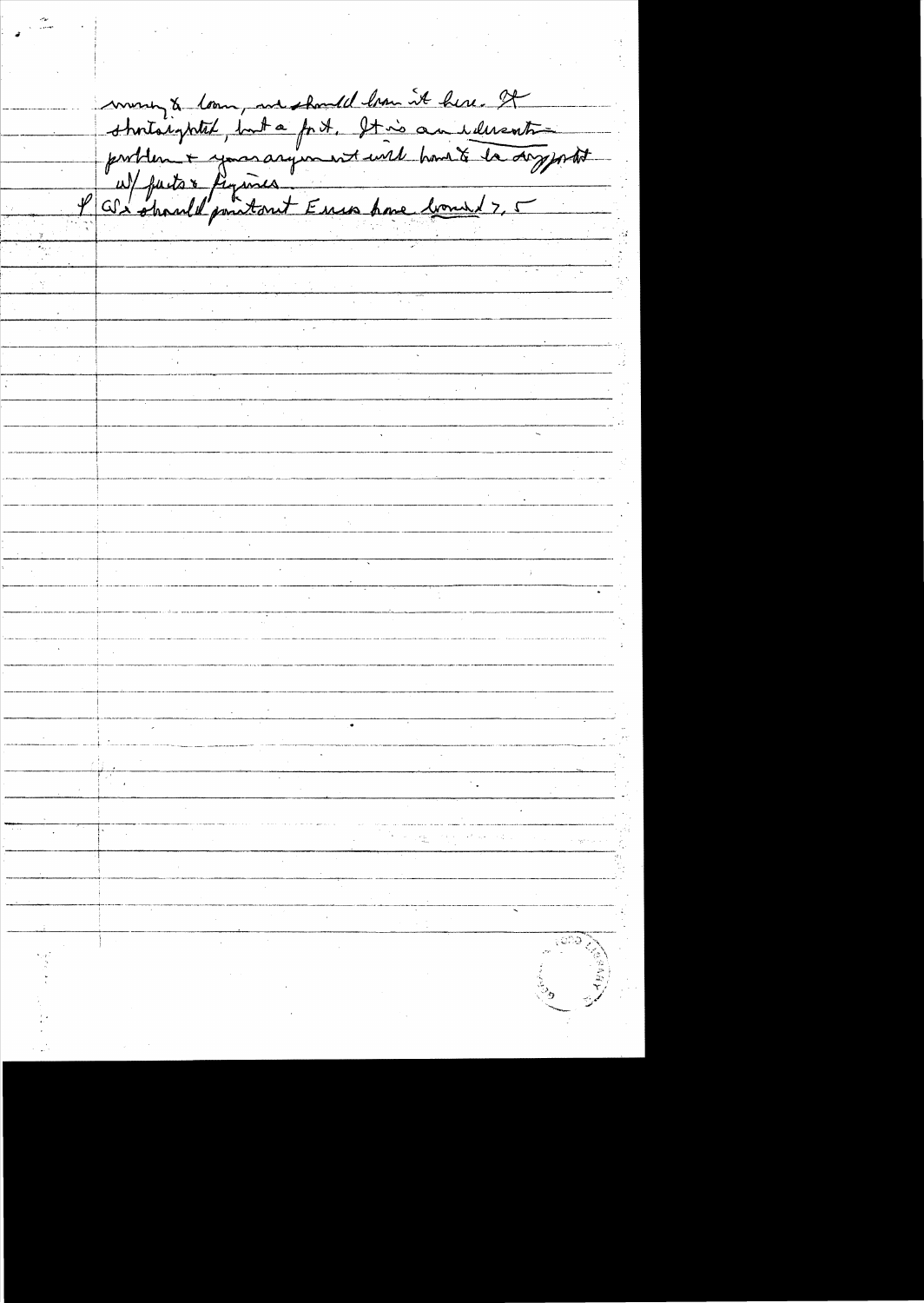money & loans, we should lose it here. It shortsighted, but a fact. It is an educational problem & your argument will have to be supported w/ facts & figures.

¶ GS should point out Euros have loaned 7.5